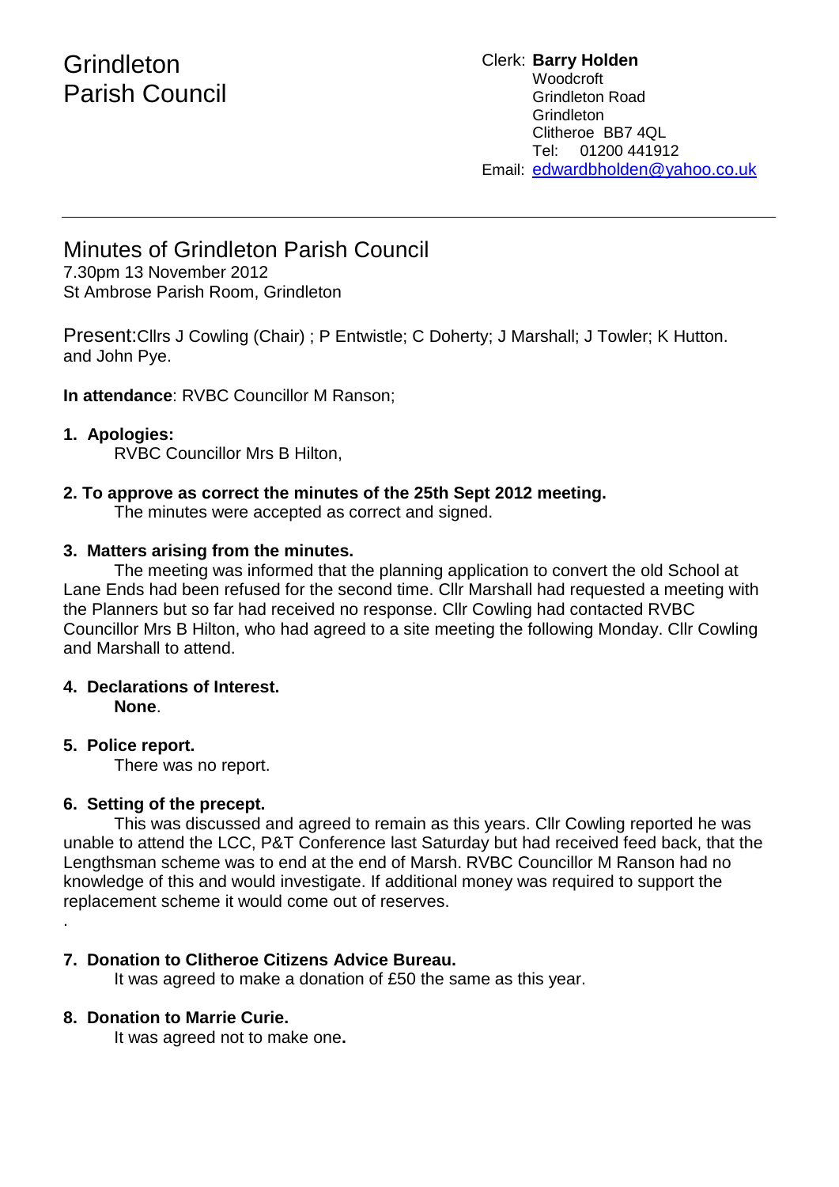# Grindleton Parish Council

Clerk: **Barry Holden**
Woodcroft
Grindleton Road
Grindleton
Clitheroe BB7 4QL
Tel: 01200 441912
Email: edwardbholden@yahoo.co.uk

---

## Minutes of Grindleton Parish Council

7.30pm 13 November 2012
St Ambrose Parish Room, Grindleton

Present: Cllrs J Cowling (Chair) ; P Entwistle; C Doherty; J Marshall; J Towler; K Hutton. and John Pye.

**In attendance**: RVBC Councillor M Ranson;

**1. Apologies:**

RVBC Councillor Mrs B Hilton,

**2. To approve as correct the minutes of the 25th Sept 2012 meeting.**

The minutes were accepted as correct and signed.

**3. Matters arising from the minutes.**

The meeting was informed that the planning application to convert the old School at Lane Ends had been refused for the second time. Cllr Marshall had requested a meeting with the Planners but so far had received no response. Cllr Cowling had contacted RVBC Councillor Mrs B Hilton, who had agreed to a site meeting the following Monday. Cllr Cowling and Marshall to attend.

**4. Declarations of Interest.**

**None**.

**5. Police report.**

There was no report.

**6. Setting of the precept.**

This was discussed and agreed to remain as this years. Cllr Cowling reported he was unable to attend the LCC, P&T Conference last Saturday but had received feed back, that the Lengthsman scheme was to end at the end of Marsh. RVBC Councillor M Ranson had no knowledge of this and would investigate. If additional money was required to support the replacement scheme it would come out of reserves.

.

**7. Donation to Clitheroe Citizens Advice Bureau.**

It was agreed to make a donation of £50 the same as this year.

**8. Donation to Marrie Curie.**

It was agreed not to make one**.**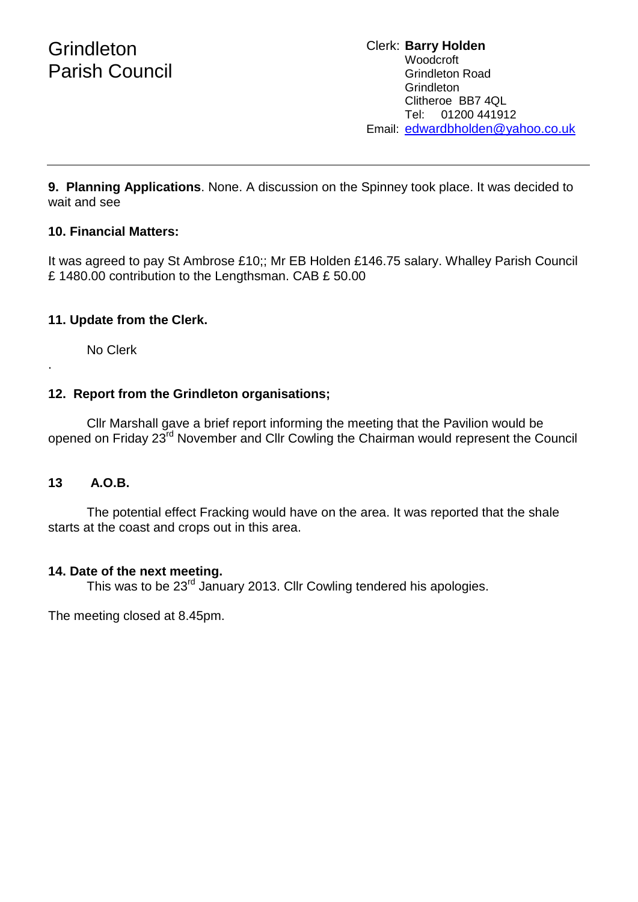# Grindleton Parish Council

Clerk: **Barry Holden**
Woodcroft
Grindleton Road
Grindleton
Clitheroe BB7 4QL
Tel: 01200 441912
Email: edwardbholden@yahoo.co.uk

---

**9. Planning Applications**. None. A discussion on the Spinney took place. It was decided to wait and see

**10. Financial Matters:**

It was agreed to pay St Ambrose £10;; Mr EB Holden £146.75 salary. Whalley Parish Council £ 1480.00 contribution to the Lengthsman. CAB £ 50.00

**11. Update from the Clerk.**

No Clerk

.

**12. Report from the Grindleton organisations;**

Cllr Marshall gave a brief report informing the meeting that the Pavilion would be opened on Friday 23rd November and Cllr Cowling the Chairman would represent the Council

**13 A.O.B.**

The potential effect Fracking would have on the area. It was reported that the shale starts at the coast and crops out in this area.

**14. Date of the next meeting.**

This was to be 23rd January 2013. Cllr Cowling tendered his apologies.

The meeting closed at 8.45pm.